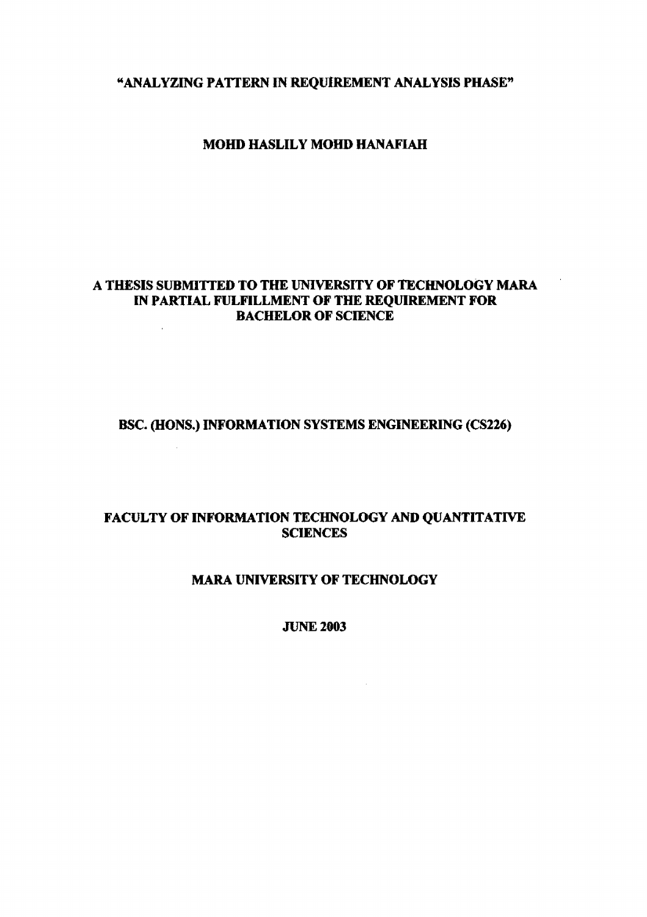# "ANALYZING PATTERN IN REQUIREMENT ANALYSIS PHASE"

**MOHD HASLILY MOHD HANAFIAH**

**A THESIS SUBMITTED TO THE UNIVERSITY OF TECHNOLOGY MARA IN PARTIAL FULFILLMENT OF THE REQUIREMENT FOR BACHELOR OF SCIENCE**

**BSC. (HONS.) INFORMATION SYSTEMS ENGINEERING (CS226)**

**FACULTY OF INFORMATION TECHNOLOGY AND QUANTITATIVE SCIENCES**

**MARA UNIVERSITY OF TECHNOLOGY**

**JUNE 2003**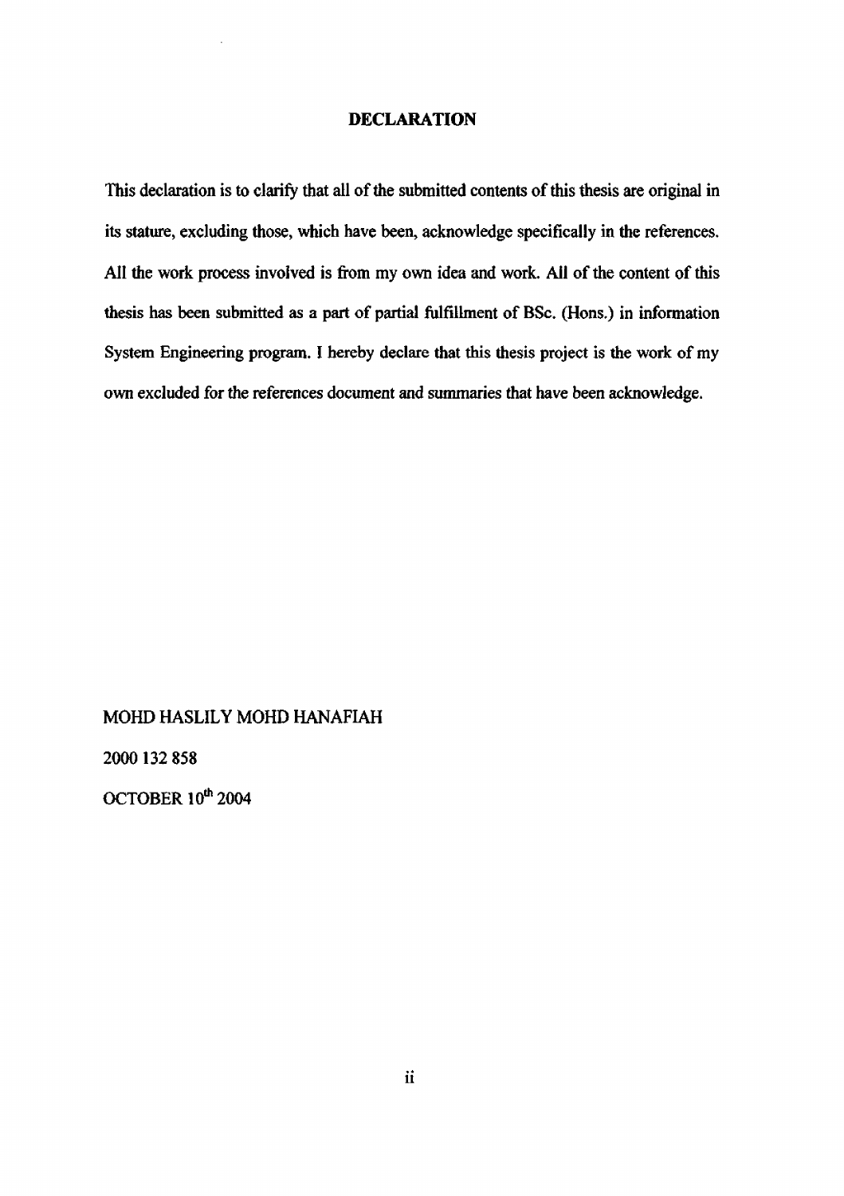# DECLARATION

This declaration is to clarify that all of the submitted contents of this thesis are original in its stature, excluding those, which have been, acknowledge specifically in the references. All the work process involved is from my own idea and work. All of the content of this thesis has been submitted as a part of partial fulfillment of BSc. (Hons.) in information System Engineering program. I hereby declare that this thesis project is the work of my own excluded for the references document and summaries that have been acknowledge.

MOHD HASLILY MOHD HANAFIAH

2000 132 858

OCTOBER 10th 2004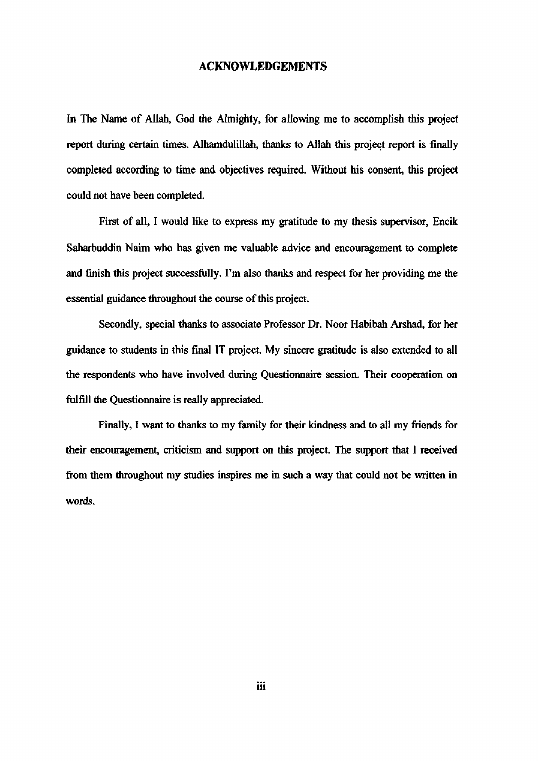# ACKNOWLEDGEMENTS

In The Name of Allah, God the Almighty, for allowing me to accomplish this project report during certain times. Alhamdulillah, thanks to Allah this project report is finally completed according to time and objectives required. Without his consent, this project could not have been completed.

First of all, I would like to express my gratitude to my thesis supervisor, Encik Saharbuddin Naim who has given me valuable advice and encouragement to complete and finish this project successfully. I'm also thanks and respect for her providing me the essential guidance throughout the course of this project.

Secondly, special thanks to associate Professor Dr. Noor Habibah Arshad, for her guidance to students in this final IT project. My sincere gratitude is also extended to all the respondents who have involved during Questionnaire session. Their cooperation on fulfill the Questionnaire is really appreciated.

Finally, I want to thanks to my family for their kindness and to all my friends for their encouragement, criticism and support on this project. The support that I received from them throughout my studies inspires me in such a way that could not be written in words.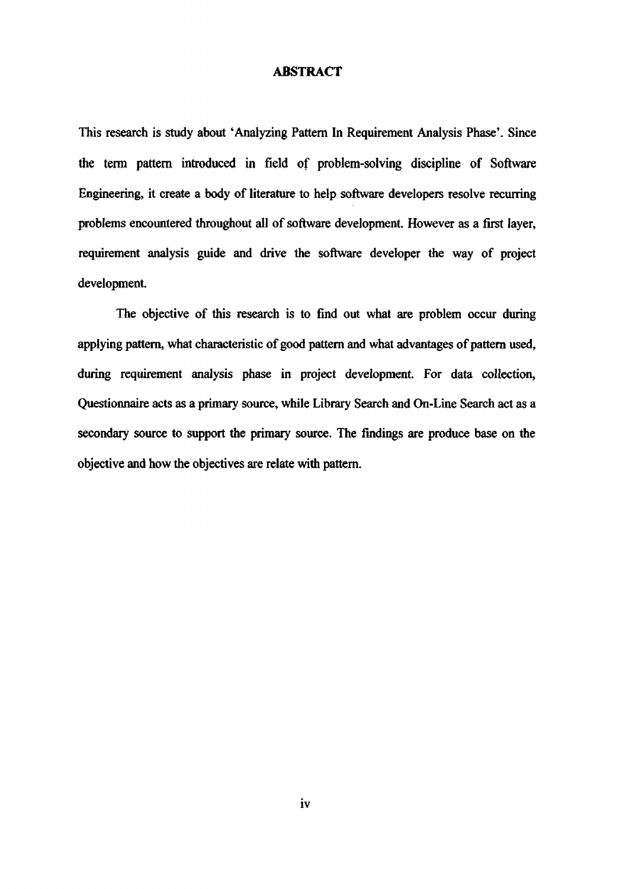# ABSTRACT

This research is study about 'Analyzing Pattern In Requirement Analysis Phase'. Since the term pattern introduced in field of problem-solving discipline of Software Engineering, it create a body of literature to help software developers resolve recurring problems encountered throughout all of software development. However as a first layer, requirement analysis guide and drive the software developer the way of project development.

The objective of this research is to find out what are problem occur during applying pattern, what characteristic of good pattern and what advantages of pattern used, during requirement analysis phase in project development. For data collection, Questionnaire acts as a primary source, while Library Search and On-Line Search act as a secondary source to support the primary source. The findings are produce base on the objective and how the objectives are relate with pattern.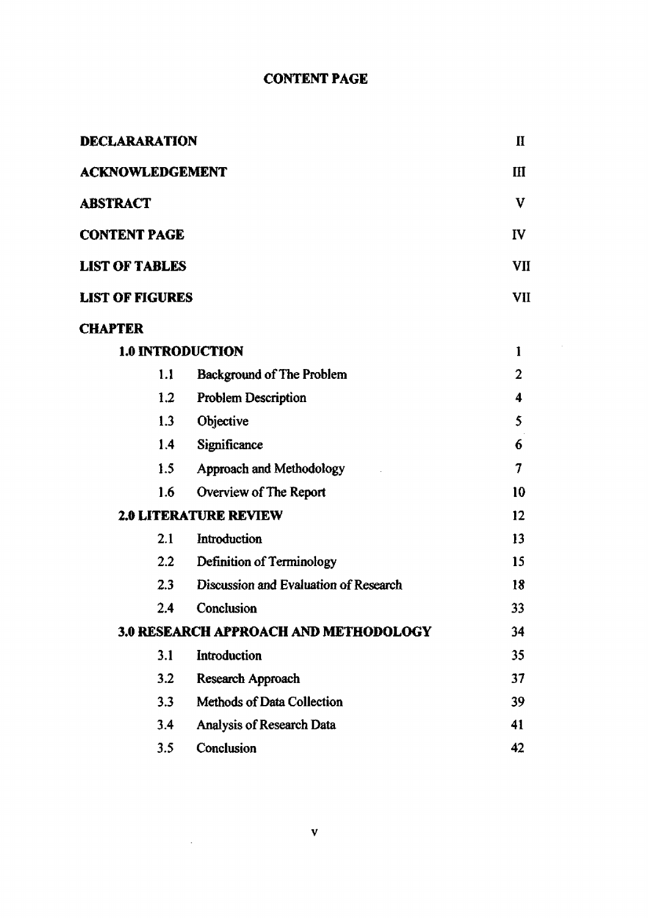# CONTENT PAGE

| | | |
|---|---|---|
| **DECLARARATION** | | II |
| **ACKNOWLEDGEMENT** | | III |
| **ABSTRACT** | | V |
| **CONTENT PAGE** | | IV |
| **LIST OF TABLES** | | VII |
| **LIST OF FIGURES** | | VII |
| **CHAPTER** | | |
| **1.0 INTRODUCTION** | | 1 |
| 1.1 | Background of The Problem | 2 |
| 1.2 | Problem Description | 4 |
| 1.3 | Objective | 5 |
| 1.4 | Significance | 6 |
| 1.5 | Approach and Methodology | 7 |
| 1.6 | Overview of The Report | 10 |
| **2.0 LITERATURE REVIEW** | | 12 |
| 2.1 | Introduction | 13 |
| 2.2 | Definition of Terminology | 15 |
| 2.3 | Discussion and Evaluation of Research | 18 |
| 2.4 | Conclusion | 33 |
| **3.0 RESEARCH APPROACH AND METHODOLOGY** | | 34 |
| 3.1 | Introduction | 35 |
| 3.2 | Research Approach | 37 |
| 3.3 | Methods of Data Collection | 39 |
| 3.4 | Analysis of Research Data | 41 |
| 3.5 | Conclusion | 42 |